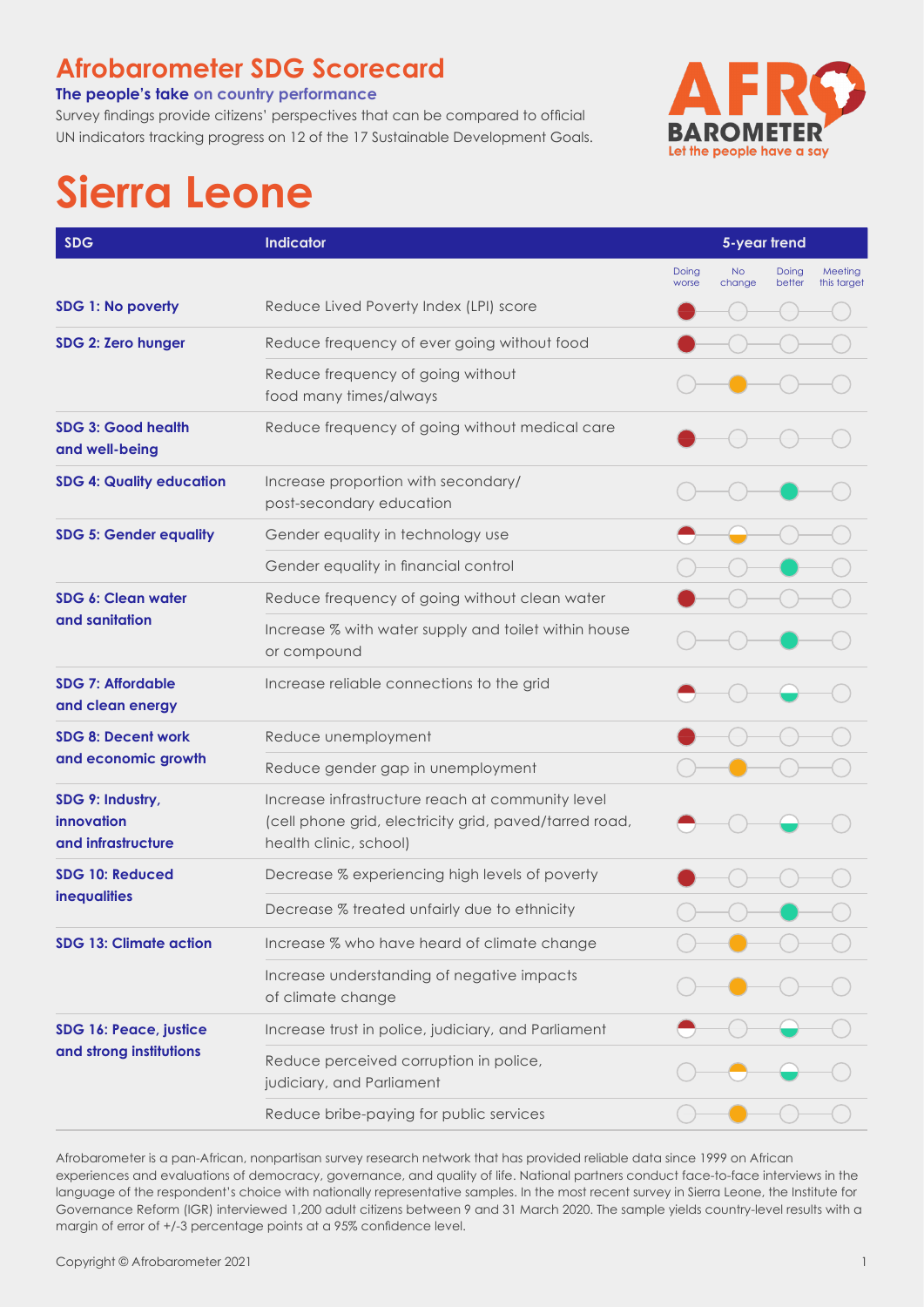# Afrobarometer SDG Scorecard

**The people's take on country performance**

Survey findings provide citizens' perspectives that can be compared to official UN indicators tracking progress on 12 of the 17 Sustainable Development Goals.

AFRO BAROMETER
Let the people have a say

# Sierra Leone

● = full rating; ◐ = partial rating

| SDG | Indicator | 5-year trend: Doing worse | 5-year trend: No change | 5-year trend: Doing better | 5-year trend: Meeting this target |
|---|---|---|---|---|---|
| **SDG 1: No poverty** | Reduce Lived Poverty Index (LPI) score | ● | | | |
| **SDG 2: Zero hunger** | Reduce frequency of ever going without food | ● | | | |
| | Reduce frequency of going without food many times/always | | ● | | |
| **SDG 3: Good health and well-being** | Reduce frequency of going without medical care | ● | | | |
| **SDG 4: Quality education** | Increase proportion with secondary/ post-secondary education | | | ● | |
| **SDG 5: Gender equality** | Gender equality in technology use | ◐ | ◐ | | |
| | Gender equality in financial control | | | ● | |
| **SDG 6: Clean water and sanitation** | Reduce frequency of going without clean water | ● | | | |
| | Increase % with water supply and toilet within house or compound | | | ● | |
| **SDG 7: Affordable and clean energy** | Increase reliable connections to the grid | ◐ | | ◐ | |
| **SDG 8: Decent work and economic growth** | Reduce unemployment | ● | | | |
| | Reduce gender gap in unemployment | | ● | | |
| **SDG 9: Industry, innovation and infrastructure** | Increase infrastructure reach at community level (cell phone grid, electricity grid, paved/tarred road, health clinic, school) | ◐ | | ◐ | |
| **SDG 10: Reduced inequalities** | Decrease % experiencing high levels of poverty | ● | | | |
| | Decrease % treated unfairly due to ethnicity | | | ● | |
| **SDG 13: Climate action** | Increase % who have heard of climate change | | ● | | |
| | Increase understanding of negative impacts of climate change | | ● | | |
| **SDG 16: Peace, justice and strong institutions** | Increase trust in police, judiciary, and Parliament | ◐ | | ◐ | |
| | Reduce perceived corruption in police, judiciary, and Parliament | | ◐ | ◐ | |
| | Reduce bribe-paying for public services | | ● | | |

Afrobarometer is a pan-African, nonpartisan survey research network that has provided reliable data since 1999 on African experiences and evaluations of democracy, governance, and quality of life. National partners conduct face-to-face interviews in the language of the respondent's choice with nationally representative samples. In the most recent survey in Sierra Leone, the Institute for Governance Reform (IGR) interviewed 1,200 adult citizens between 9 and 31 March 2020. The sample yields country-level results with a margin of error of +/-3 percentage points at a 95% confidence level.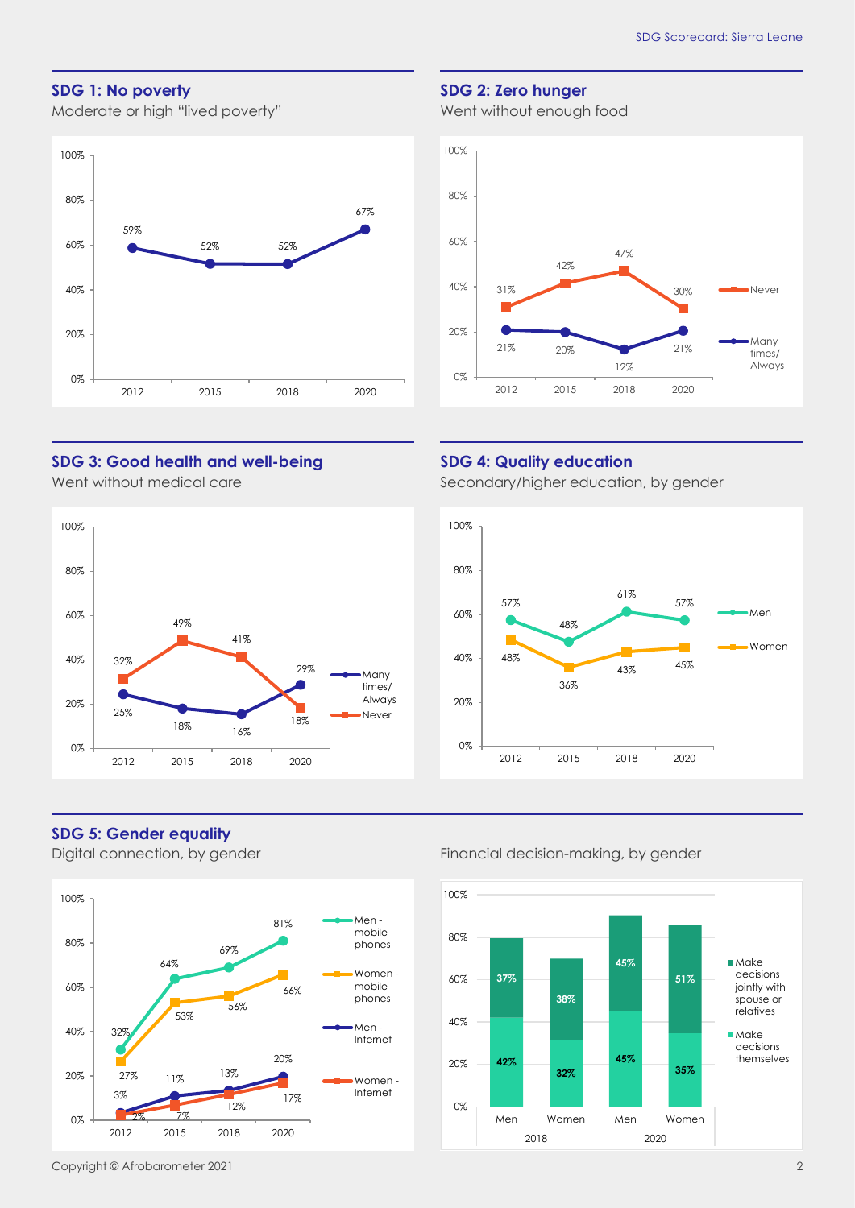### SDG 1: No poverty

Moderate or high "lived poverty"

| | 2012 | 2015 | 2018 | 2020 |
|---|---|---|---|---|
| Moderate or high "lived poverty" | 59% | 52% | 52% | 67% |

### SDG 2: Zero hunger

Went without enough food

| | 2012 | 2015 | 2018 | 2020 |
|---|---|---|---|---|
| Never | 31% | 42% | 47% | 30% |
| Many times/ Always | 21% | 20% | 12% | 21% |

### SDG 3: Good health and well-being

Went without medical care

| | 2012 | 2015 | 2018 | 2020 |
|---|---|---|---|---|
| Many times/ Always | 25% | 18% | 16% | 29% |
| Never | 32% | 49% | 41% | 18% |

### SDG 4: Quality education

Secondary/higher education, by gender

| | 2012 | 2015 | 2018 | 2020 |
|---|---|---|---|---|
| Men | 57% | 48% | 61% | 57% |
| Women | 48% | 36% | 43% | 45% |

### SDG 5: Gender equality

Digital connection, by gender

| | 2012 | 2015 | 2018 | 2020 |
|---|---|---|---|---|
| Men - mobile phones | 32% | 64% | 69% | 81% |
| Women - mobile phones | 27% | 53% | 56% | 66% |
| Men - Internet | 3% | 11% | 13% | 20% |
| Women - Internet | 2% | 7% | 12% | 17% |

Financial decision-making, by gender

| | 2018 Men | 2018 Women | 2020 Men | 2020 Women |
|---|---|---|---|---|
| Make decisions jointly with spouse or relatives | 37% | 38% | 45% | 51% |
| Make decisions themselves | 42% | 32% | 45% | 35% |

Copyright © Afrobarometer 2021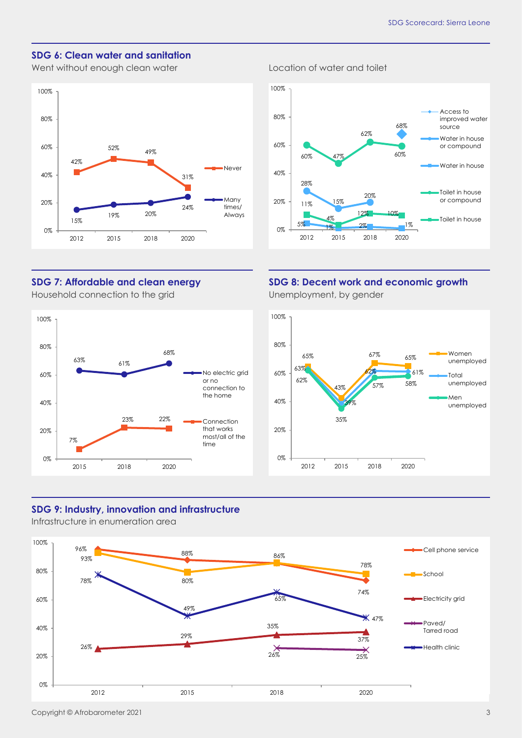## SDG 6: Clean water and sanitation

Went without enough clean water

| | 2012 | 2015 | 2018 | 2020 |
|---|---|---|---|---|
| Never | 42% | 52% | 49% | 31% |
| Many times/ Always | 15% | 19% | 20% | 24% |

Location of water and toilet

| | 2012 | 2015 | 2018 | 2020 |
|---|---|---|---|---|
| Access to improved water source | | | | 68% |
| Water in house or compound | 28% | 15% | 20% | |
| Water in house | 5% | 1% | 2% | 1% |
| Toilet in house or compound | 60% | 47% | 62% | 60% |
| Toilet in house | 11% | 4% | 12% | 10% |

## SDG 7: Affordable and clean energy

Household connection to the grid

| | 2015 | 2018 | 2020 |
|---|---|---|---|
| No electric grid or no connection to the home | 63% | 61% | 68% |
| Connection that works most/all of the time | 7% | 23% | 22% |

## SDG 8: Decent work and economic growth

Unemployment, by gender

| | 2012 | 2015 | 2018 | 2020 |
|---|---|---|---|---|
| Women unemployed | 65% | 43% | 67% | 65% |
| Total unemployed | 63% | 39% | 62% | 61% |
| Men unemployed | 62% | 35% | 57% | 58% |

## SDG 9: Industry, innovation and infrastructure

Infrastructure in enumeration area

| | 2012 | 2015 | 2018 | 2020 |
|---|---|---|---|---|
| Cell phone service | 96% | 88% | 86% | 74% |
| School | 93% | 80% | 86% | 78% |
| Electricity grid | 26% | 29% | 35% | 37% |
| Paved/ Tarred road | | | 26% | 25% |
| Health clinic | 78% | 49% | 65% | 47% |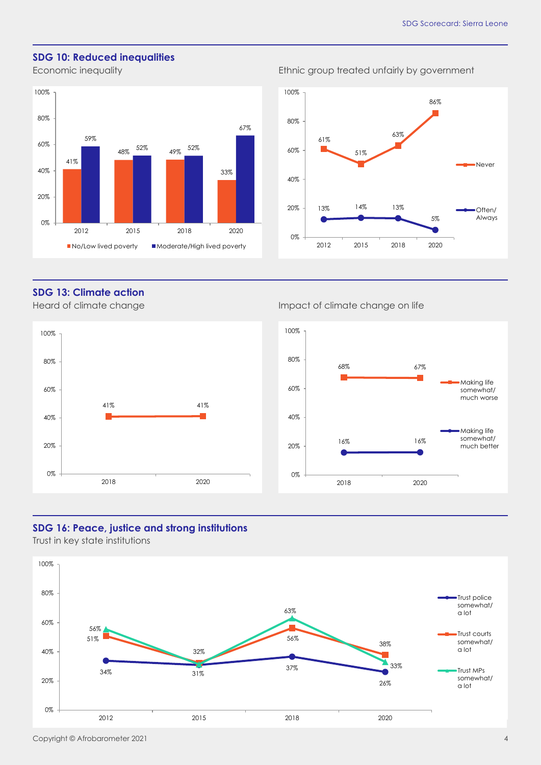## SDG 10: Reduced inequalities

Economic inequality

| | No/Low lived poverty | Moderate/High lived poverty |
|---|---|---|
| 2012 | 41% | 59% |
| 2015 | 48% | 52% |
| 2018 | 49% | 52% |
| 2020 | 33% | 67% |

Ethnic group treated unfairly by government

| | Never | Often/ Always |
|---|---|---|
| 2012 | 61% | 13% |
| 2015 | 51% | 14% |
| 2018 | 63% | 13% |
| 2020 | 86% | 5% |

## SDG 13: Climate action

Heard of climate change

| | Heard of climate change |
|---|---|
| 2018 | 41% |
| 2020 | 41% |

Impact of climate change on life

| | Making life somewhat/ much worse | Making life somewhat/ much better |
|---|---|---|
| 2018 | 68% | 16% |
| 2020 | 67% | 16% |

## SDG 16: Peace, justice and strong institutions

Trust in key state institutions

| | Trust police somewhat/ a lot | Trust courts somewhat/ a lot | Trust MPs somewhat/ a lot |
|---|---|---|---|
| 2012 | 34% | 51% | 56% |
| 2015 | 31% | 32% | 32% |
| 2018 | 37% | 56% | 63% |
| 2020 | 26% | 38% | 33% |

Copyright © Afrobarometer 2021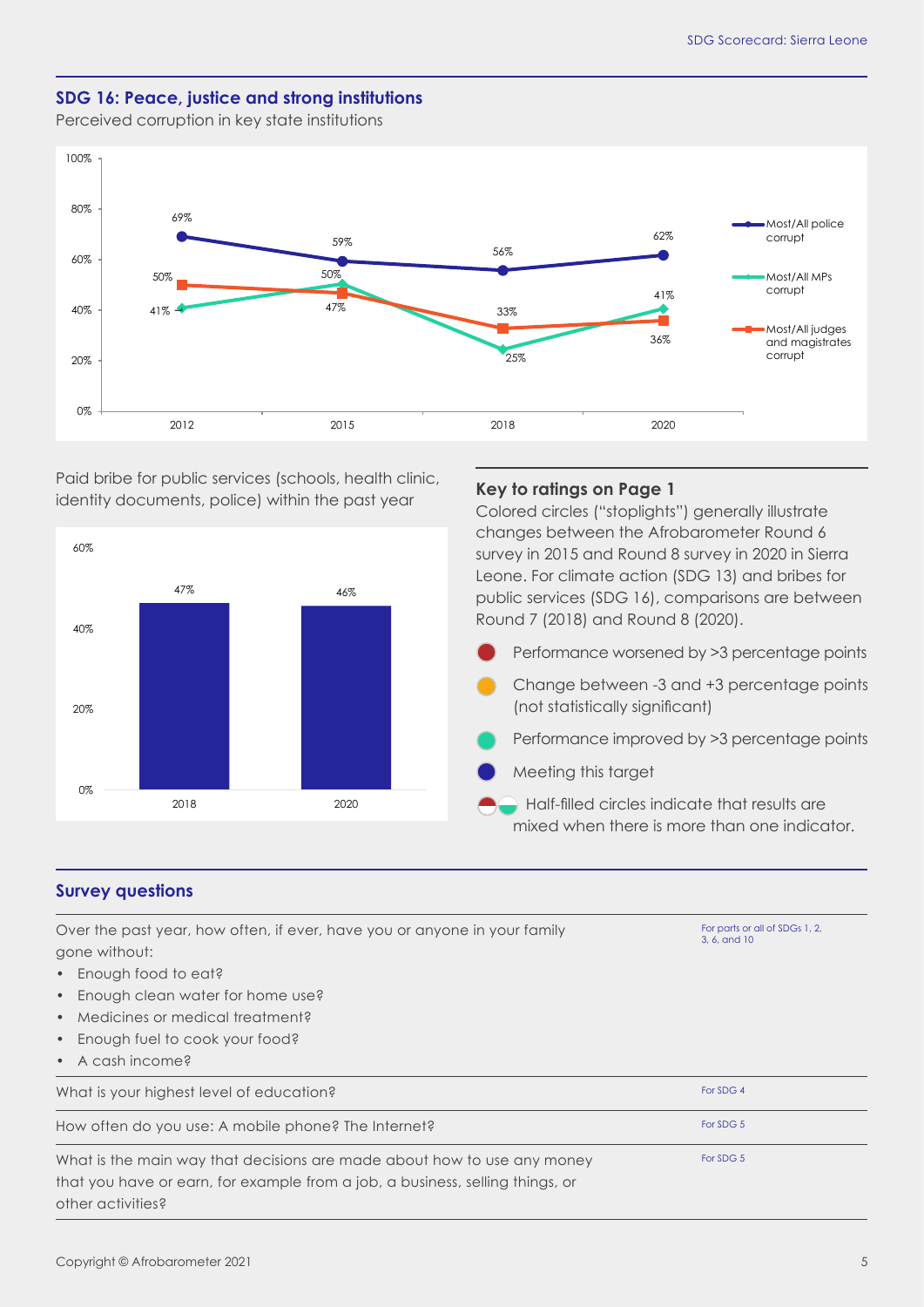## SDG 16: Peace, justice and strong institutions

Perceived corruption in key state institutions

| | 2012 | 2015 | 2018 | 2020 |
|---|---|---|---|---|
| Most/All police corrupt | 69% | 59% | 56% | 62% |
| Most/All MPs corrupt | 41% | 50% | 25% | 41% |
| Most/All judges and magistrates corrupt | 50% | 47% | 33% | 36% |

Paid bribe for public services (schools, health clinic, identity documents, police) within the past year

| 2018 | 2020 |
|---|---|
| 47% | 46% |

### Key to ratings on Page 1

Colored circles ("stoplights") generally illustrate changes between the Afrobarometer Round 6 survey in 2015 and Round 8 survey in 2020 in Sierra Leone. For climate action (SDG 13) and bribes for public services (SDG 16), comparisons are between Round 7 (2018) and Round 8 (2020).

- Performance worsened by >3 percentage points
- Change between -3 and +3 percentage points (not statistically significant)
- Performance improved by >3 percentage points
- Meeting this target
- Half-filled circles indicate that results are mixed when there is more than one indicator.

## Survey questions

| Question | SDG |
|---|---|
| Over the past year, how often, if ever, have you or anyone in your family gone without: • Enough food to eat? • Enough clean water for home use? • Medicines or medical treatment? • Enough fuel to cook your food? • A cash income? | For parts or all of SDGs 1, 2, 3, 6, and 10 |
| What is your highest level of education? | For SDG 4 |
| How often do you use: A mobile phone? The Internet? | For SDG 5 |
| What is the main way that decisions are made about how to use any money that you have or earn, for example from a job, a business, selling things, or other activities? | For SDG 5 |

Copyright © Afrobarometer 2021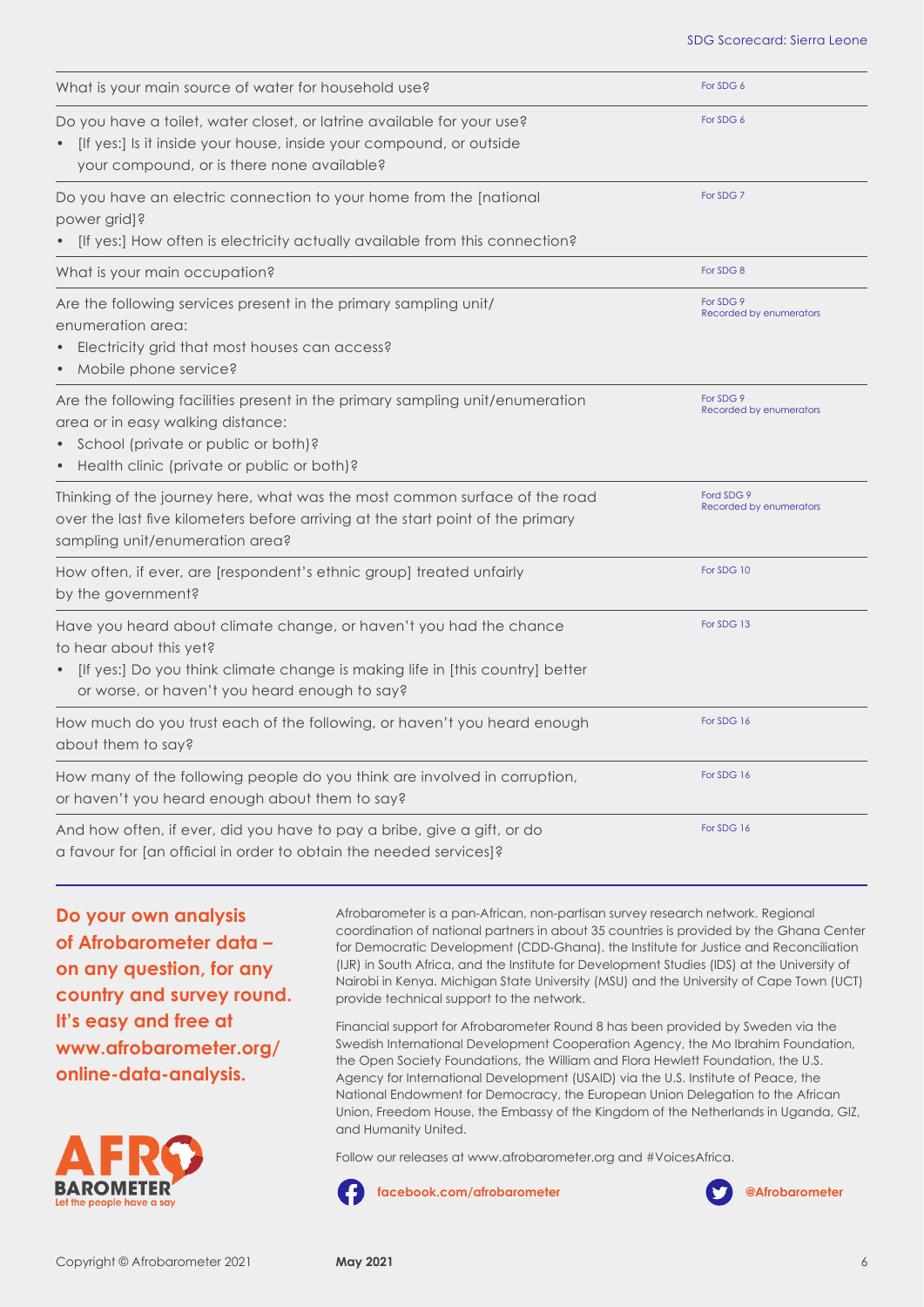| | |
|---|---|
| What is your main source of water for household use? | For SDG 6 |
| Do you have a toilet, water closet, or latrine available for your use?<br>• [If yes:] Is it inside your house, inside your compound, or outside your compound, or is there none available? | For SDG 6 |
| Do you have an electric connection to your home from the [national power grid]?<br>• [If yes:] How often is electricity actually available from this connection? | For SDG 7 |
| What is your main occupation? | For SDG 8 |
| Are the following services present in the primary sampling unit/enumeration area:<br>• Electricity grid that most houses can access?<br>• Mobile phone service? | For SDG 9<br>Recorded by enumerators |
| Are the following facilities present in the primary sampling unit/enumeration area or in easy walking distance:<br>• School (private or public or both)?<br>• Health clinic (private or public or both)? | For SDG 9<br>Recorded by enumerators |
| Thinking of the journey here, what was the most common surface of the road over the last five kilometers before arriving at the start point of the primary sampling unit/enumeration area? | Ford SDG 9<br>Recorded by enumerators |
| How often, if ever, are [respondent's ethnic group] treated unfairly by the government? | For SDG 10 |
| Have you heard about climate change, or haven't you had the chance to hear about this yet?<br>• [If yes:] Do you think climate change is making life in [this country] better or worse, or haven't you heard enough to say? | For SDG 13 |
| How much do you trust each of the following, or haven't you heard enough about them to say? | For SDG 16 |
| How many of the following people do you think are involved in corruption, or haven't you heard enough about them to say? | For SDG 16 |
| And how often, if ever, did you have to pay a bribe, give a gift, or do a favour for [an official in order to obtain the needed services]? | For SDG 16 |

**Do your own analysis of Afrobarometer data – on any question, for any country and survey round. It's easy and free at www.afrobarometer.org/online-data-analysis.**

AFROBAROMETER
Let the people have a say

Afrobarometer is a pan-African, non-partisan survey research network. Regional coordination of national partners in about 35 countries is provided by the Ghana Center for Democratic Development (CDD-Ghana), the Institute for Justice and Reconciliation (IJR) in South Africa, and the Institute for Development Studies (IDS) at the University of Nairobi in Kenya. Michigan State University (MSU) and the University of Cape Town (UCT) provide technical support to the network.

Financial support for Afrobarometer Round 8 has been provided by Sweden via the Swedish International Development Cooperation Agency, the Mo Ibrahim Foundation, the Open Society Foundations, the William and Flora Hewlett Foundation, the U.S. Agency for International Development (USAID) via the U.S. Institute of Peace, the National Endowment for Democracy, the European Union Delegation to the African Union, Freedom House, the Embassy of the Kingdom of the Netherlands in Uganda, GIZ, and Humanity United.

Follow our releases at www.afrobarometer.org and #VoicesAfrica.

facebook.com/afrobarometer

@Afrobarometer

Copyright © Afrobarometer 2021

**May 2021**